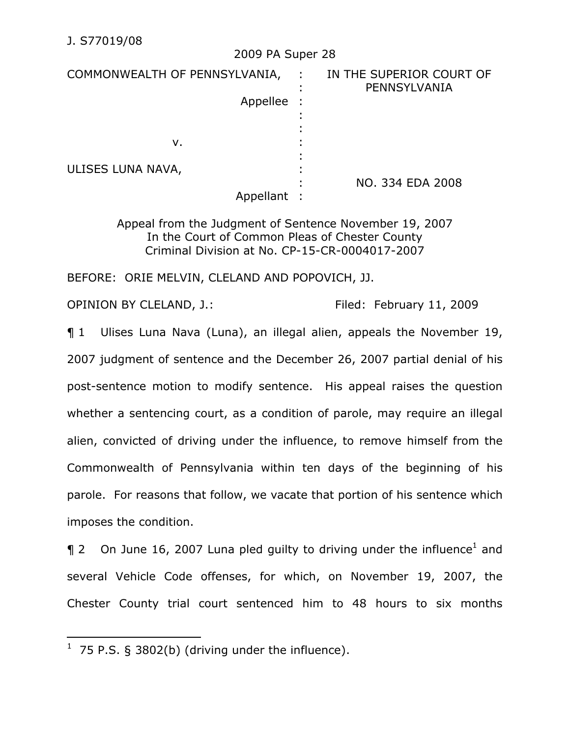J. S77019/08

2009 PA Super 28

| | | |
|---|---|---|
| COMMONWEALTH OF PENNSYLVANIA, Appellee | : | IN THE SUPERIOR COURT OF PENNSYLVANIA |
| v. | : | |
| ULISES LUNA NAVA, Appellant | : | NO. 334 EDA 2008 |

Appeal from the Judgment of Sentence November 19, 2007
In the Court of Common Pleas of Chester County
Criminal Division at No. CP-15-CR-0004017-2007

BEFORE: ORIE MELVIN, CLELAND AND POPOVICH, JJ.

OPINION BY CLELAND, J.: Filed: February 11, 2009

¶ 1 Ulises Luna Nava (Luna), an illegal alien, appeals the November 19, 2007 judgment of sentence and the December 26, 2007 partial denial of his post-sentence motion to modify sentence. His appeal raises the question whether a sentencing court, as a condition of parole, may require an illegal alien, convicted of driving under the influence, to remove himself from the Commonwealth of Pennsylvania within ten days of the beginning of his parole. For reasons that follow, we vacate that portion of his sentence which imposes the condition.

¶ 2 On June 16, 2007 Luna pled guilty to driving under the influence[1] and several Vehicle Code offenses, for which, on November 19, 2007, the Chester County trial court sentenced him to 48 hours to six months

[1] 75 P.S. § 3802(b) (driving under the influence).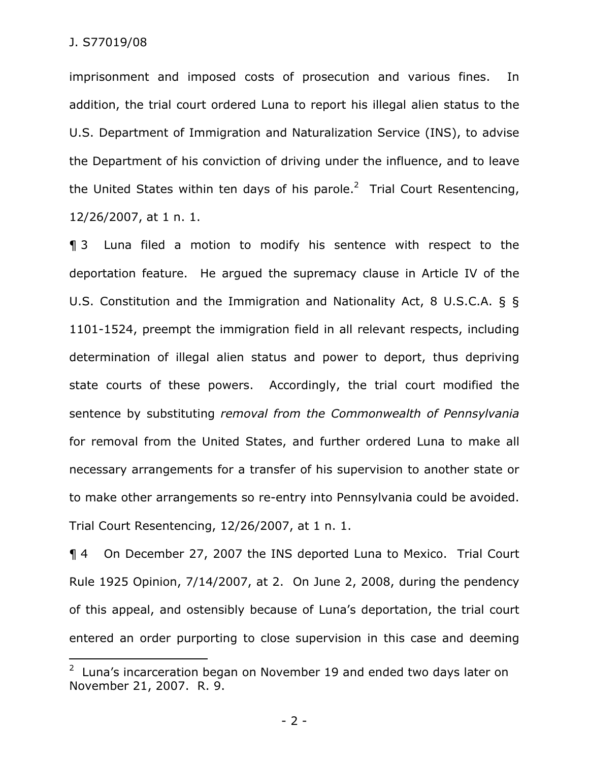imprisonment and imposed costs of prosecution and various fines. In addition, the trial court ordered Luna to report his illegal alien status to the U.S. Department of Immigration and Naturalization Service (INS), to advise the Department of his conviction of driving under the influence, and to leave the United States within ten days of his parole.[2] Trial Court Resentencing, 12/26/2007, at 1 n. 1.

¶ 3 Luna filed a motion to modify his sentence with respect to the deportation feature. He argued the supremacy clause in Article IV of the U.S. Constitution and the Immigration and Nationality Act, 8 U.S.C.A. § § 1101-1524, preempt the immigration field in all relevant respects, including determination of illegal alien status and power to deport, thus depriving state courts of these powers. Accordingly, the trial court modified the sentence by substituting *removal from the Commonwealth of Pennsylvania* for removal from the United States, and further ordered Luna to make all necessary arrangements for a transfer of his supervision to another state or to make other arrangements so re-entry into Pennsylvania could be avoided. Trial Court Resentencing, 12/26/2007, at 1 n. 1.

¶ 4 On December 27, 2007 the INS deported Luna to Mexico. Trial Court Rule 1925 Opinion, 7/14/2007, at 2. On June 2, 2008, during the pendency of this appeal, and ostensibly because of Luna's deportation, the trial court entered an order purporting to close supervision in this case and deeming

---

[2] Luna's incarceration began on November 19 and ended two days later on November 21, 2007. R. 9.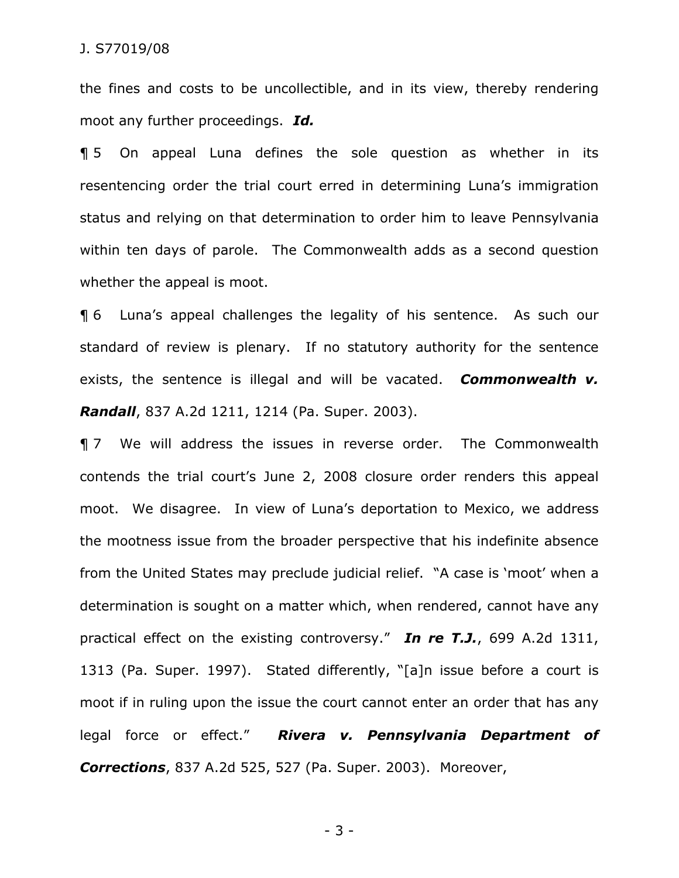the fines and costs to be uncollectible, and in its view, thereby rendering moot any further proceedings. ***Id.***

¶ 5 On appeal Luna defines the sole question as whether in its resentencing order the trial court erred in determining Luna's immigration status and relying on that determination to order him to leave Pennsylvania within ten days of parole. The Commonwealth adds as a second question whether the appeal is moot.

¶ 6 Luna's appeal challenges the legality of his sentence. As such our standard of review is plenary. If no statutory authority for the sentence exists, the sentence is illegal and will be vacated. ***Commonwealth v. Randall***, 837 A.2d 1211, 1214 (Pa. Super. 2003).

¶ 7 We will address the issues in reverse order. The Commonwealth contends the trial court's June 2, 2008 closure order renders this appeal moot. We disagree. In view of Luna's deportation to Mexico, we address the mootness issue from the broader perspective that his indefinite absence from the United States may preclude judicial relief. "A case is 'moot' when a determination is sought on a matter which, when rendered, cannot have any practical effect on the existing controversy." ***In re T.J.***, 699 A.2d 1311, 1313 (Pa. Super. 1997). Stated differently, "[a]n issue before a court is moot if in ruling upon the issue the court cannot enter an order that has any legal force or effect." ***Rivera v. Pennsylvania Department of Corrections***, 837 A.2d 525, 527 (Pa. Super. 2003). Moreover,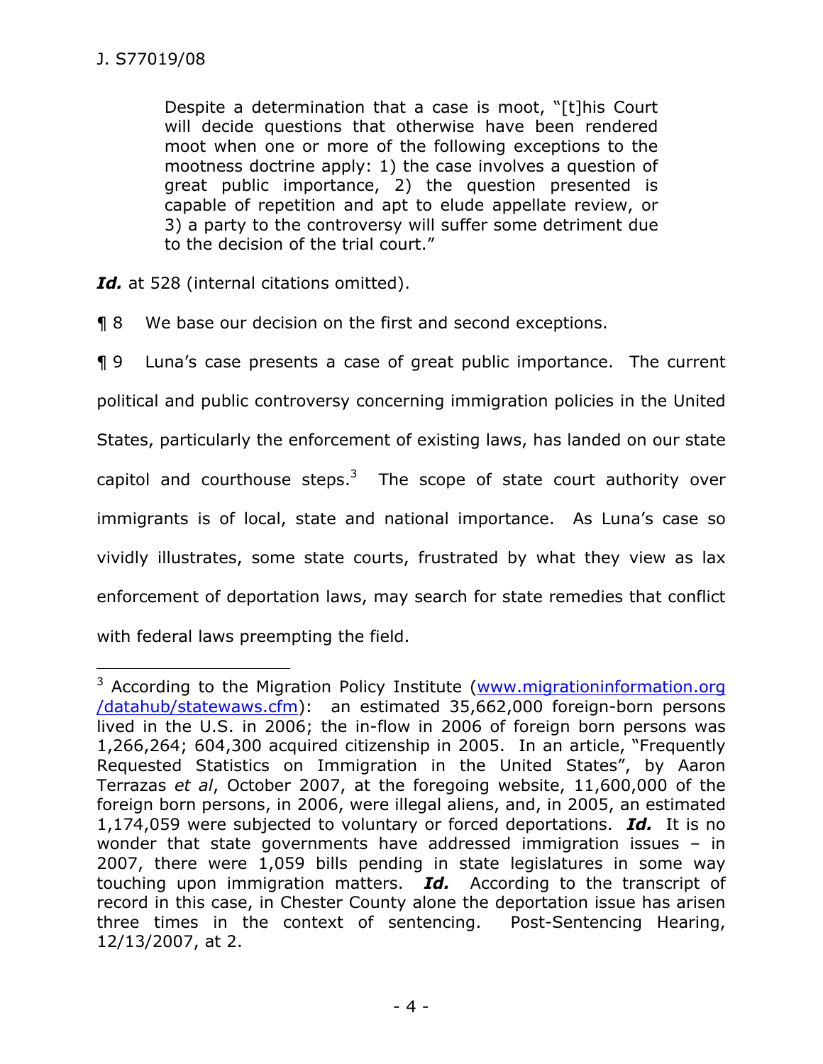> Despite a determination that a case is moot, "[t]his Court will decide questions that otherwise have been rendered moot when one or more of the following exceptions to the mootness doctrine apply: 1) the case involves a question of great public importance, 2) the question presented is capable of repetition and apt to elude appellate review, or 3) a party to the controversy will suffer some detriment due to the decision of the trial court."

***Id.*** at 528 (internal citations omitted).

¶ 8 We base our decision on the first and second exceptions.

¶ 9 Luna's case presents a case of great public importance. The current political and public controversy concerning immigration policies in the United States, particularly the enforcement of existing laws, has landed on our state capitol and courthouse steps.[3] The scope of state court authority over immigrants is of local, state and national importance. As Luna's case so vividly illustrates, some state courts, frustrated by what they view as lax enforcement of deportation laws, may search for state remedies that conflict with federal laws preempting the field.

---

[3] According to the Migration Policy Institute (www.migrationinformation.org/datahub/statewaws.cfm): an estimated 35,662,000 foreign-born persons lived in the U.S. in 2006; the in-flow in 2006 of foreign born persons was 1,266,264; 604,300 acquired citizenship in 2005. In an article, "Frequently Requested Statistics on Immigration in the United States", by Aaron Terrazas *et al*, October 2007, at the foregoing website, 11,600,000 of the foreign born persons, in 2006, were illegal aliens, and, in 2005, an estimated 1,174,059 were subjected to voluntary or forced deportations. ***Id.*** It is no wonder that state governments have addressed immigration issues – in 2007, there were 1,059 bills pending in state legislatures in some way touching upon immigration matters. ***Id.*** According to the transcript of record in this case, in Chester County alone the deportation issue has arisen three times in the context of sentencing. Post-Sentencing Hearing, 12/13/2007, at 2.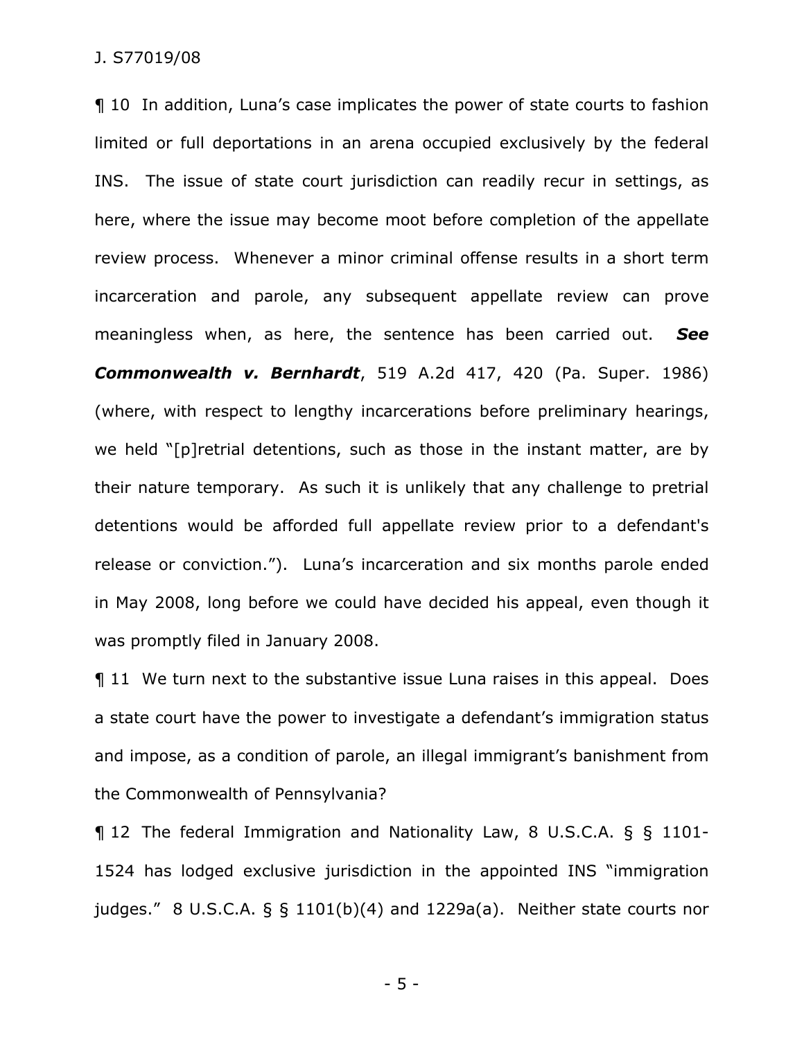¶ 10 In addition, Luna's case implicates the power of state courts to fashion limited or full deportations in an arena occupied exclusively by the federal INS. The issue of state court jurisdiction can readily recur in settings, as here, where the issue may become moot before completion of the appellate review process. Whenever a minor criminal offense results in a short term incarceration and parole, any subsequent appellate review can prove meaningless when, as here, the sentence has been carried out. ***See Commonwealth v. Bernhardt***, 519 A.2d 417, 420 (Pa. Super. 1986) (where, with respect to lengthy incarcerations before preliminary hearings, we held "[p]retrial detentions, such as those in the instant matter, are by their nature temporary. As such it is unlikely that any challenge to pretrial detentions would be afforded full appellate review prior to a defendant's release or conviction."). Luna's incarceration and six months parole ended in May 2008, long before we could have decided his appeal, even though it was promptly filed in January 2008.

¶ 11 We turn next to the substantive issue Luna raises in this appeal. Does a state court have the power to investigate a defendant's immigration status and impose, as a condition of parole, an illegal immigrant's banishment from the Commonwealth of Pennsylvania?

¶ 12 The federal Immigration and Nationality Law, 8 U.S.C.A. § § 1101-1524 has lodged exclusive jurisdiction in the appointed INS "immigration judges." 8 U.S.C.A. § § 1101(b)(4) and 1229a(a). Neither state courts nor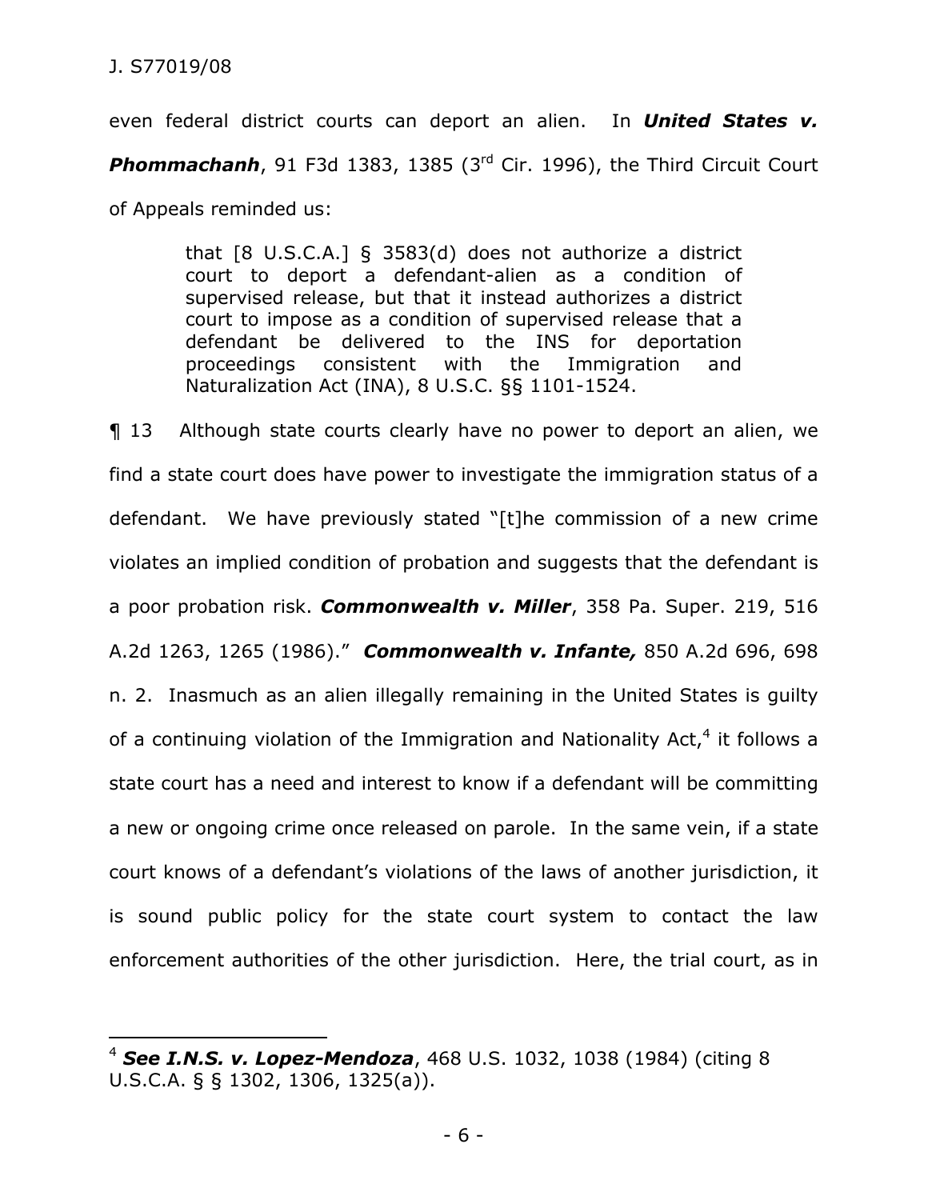even federal district courts can deport an alien. In ***United States v. Phommachanh***, 91 F3d 1383, 1385 (3rd Cir. 1996), the Third Circuit Court of Appeals reminded us:

> that [8 U.S.C.A.] § 3583(d) does not authorize a district court to deport a defendant-alien as a condition of supervised release, but that it instead authorizes a district court to impose as a condition of supervised release that a defendant be delivered to the INS for deportation proceedings consistent with the Immigration and Naturalization Act (INA), 8 U.S.C. §§ 1101-1524.

¶ 13 Although state courts clearly have no power to deport an alien, we find a state court does have power to investigate the immigration status of a defendant. We have previously stated "[t]he commission of a new crime violates an implied condition of probation and suggests that the defendant is a poor probation risk. ***Commonwealth v. Miller***, 358 Pa. Super. 219, 516 A.2d 1263, 1265 (1986)." ***Commonwealth v. Infante,*** 850 A.2d 696, 698 n. 2. Inasmuch as an alien illegally remaining in the United States is guilty of a continuing violation of the Immigration and Nationality Act,[4] it follows a state court has a need and interest to know if a defendant will be committing a new or ongoing crime once released on parole. In the same vein, if a state court knows of a defendant's violations of the laws of another jurisdiction, it is sound public policy for the state court system to contact the law enforcement authorities of the other jurisdiction. Here, the trial court, as in

---

[4] ***See I.N.S. v. Lopez-Mendoza***, 468 U.S. 1032, 1038 (1984) (citing 8 U.S.C.A. § § 1302, 1306, 1325(a)).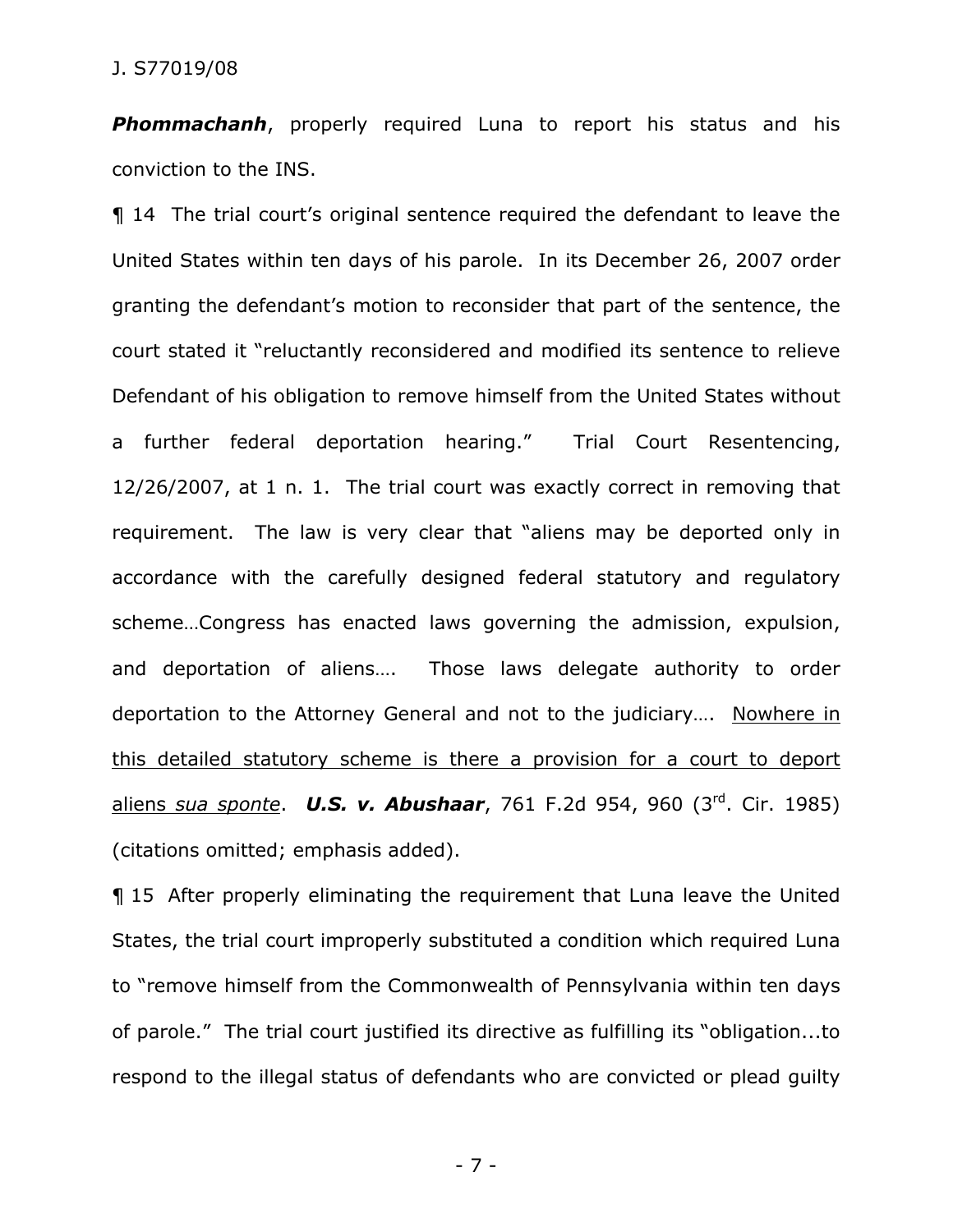***Phommachanh***, properly required Luna to report his status and his conviction to the INS.

¶ 14 The trial court's original sentence required the defendant to leave the United States within ten days of his parole. In its December 26, 2007 order granting the defendant's motion to reconsider that part of the sentence, the court stated it "reluctantly reconsidered and modified its sentence to relieve Defendant of his obligation to remove himself from the United States without a further federal deportation hearing." Trial Court Resentencing, 12/26/2007, at 1 n. 1. The trial court was exactly correct in removing that requirement. The law is very clear that "aliens may be deported only in accordance with the carefully designed federal statutory and regulatory scheme…Congress has enacted laws governing the admission, expulsion, and deportation of aliens…. Those laws delegate authority to order deportation to the Attorney General and not to the judiciary…. <u>Nowhere in this detailed statutory scheme is there a provision for a court to deport aliens *sua sponte*</u>. ***U.S. v. Abushaar***, 761 F.2d 954, 960 (3rd. Cir. 1985) (citations omitted; emphasis added).

¶ 15 After properly eliminating the requirement that Luna leave the United States, the trial court improperly substituted a condition which required Luna to "remove himself from the Commonwealth of Pennsylvania within ten days of parole." The trial court justified its directive as fulfilling its "obligation...to respond to the illegal status of defendants who are convicted or plead guilty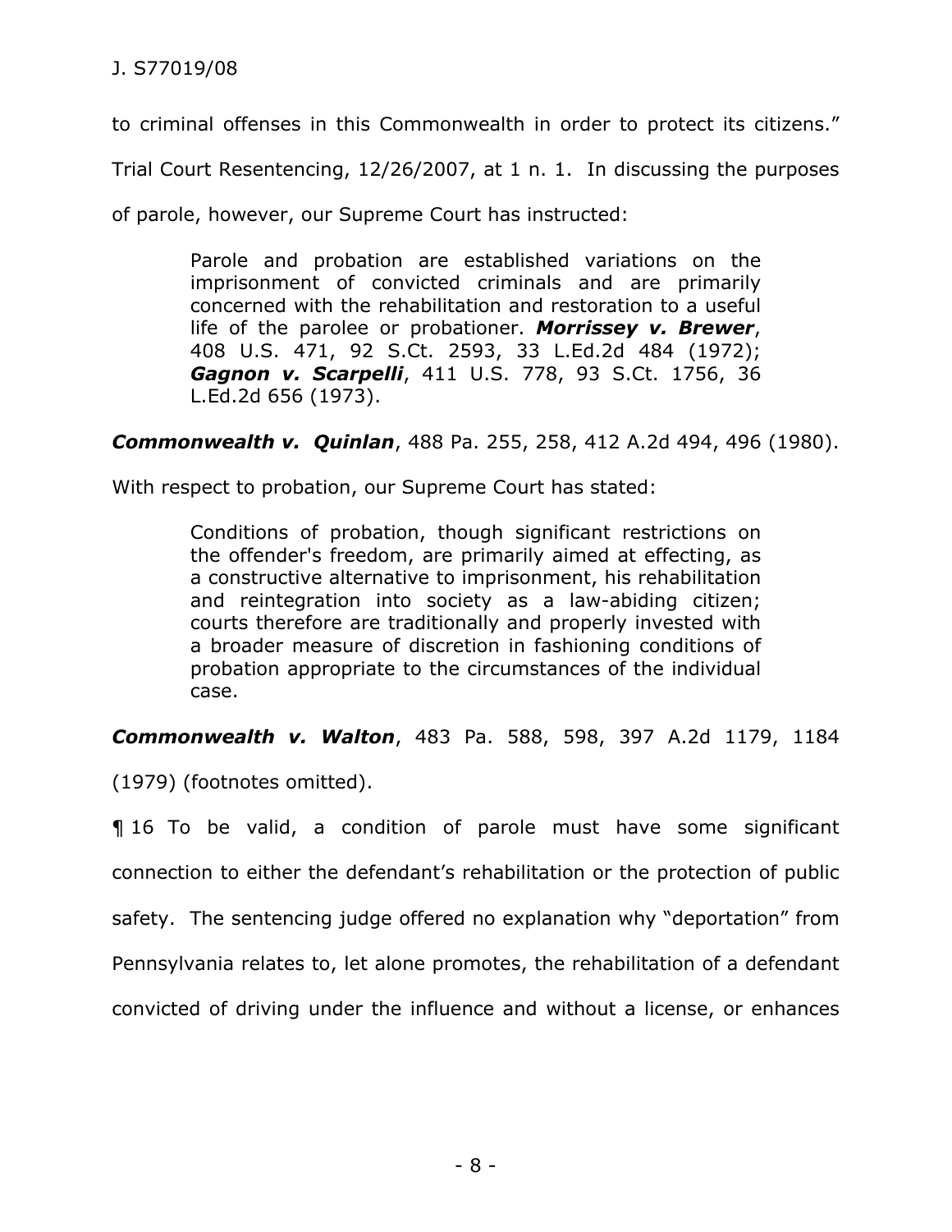to criminal offenses in this Commonwealth in order to protect its citizens." Trial Court Resentencing, 12/26/2007, at 1 n. 1. In discussing the purposes of parole, however, our Supreme Court has instructed:

> Parole and probation are established variations on the imprisonment of convicted criminals and are primarily concerned with the rehabilitation and restoration to a useful life of the parolee or probationer. ***Morrissey v. Brewer***, 408 U.S. 471, 92 S.Ct. 2593, 33 L.Ed.2d 484 (1972); ***Gagnon v. Scarpelli***, 411 U.S. 778, 93 S.Ct. 1756, 36 L.Ed.2d 656 (1973).

***Commonwealth v. Quinlan***, 488 Pa. 255, 258, 412 A.2d 494, 496 (1980).

With respect to probation, our Supreme Court has stated:

> Conditions of probation, though significant restrictions on the offender's freedom, are primarily aimed at effecting, as a constructive alternative to imprisonment, his rehabilitation and reintegration into society as a law-abiding citizen; courts therefore are traditionally and properly invested with a broader measure of discretion in fashioning conditions of probation appropriate to the circumstances of the individual case.

***Commonwealth v. Walton***, 483 Pa. 588, 598, 397 A.2d 1179, 1184 (1979) (footnotes omitted).

¶ 16 To be valid, a condition of parole must have some significant connection to either the defendant's rehabilitation or the protection of public safety. The sentencing judge offered no explanation why "deportation" from Pennsylvania relates to, let alone promotes, the rehabilitation of a defendant convicted of driving under the influence and without a license, or enhances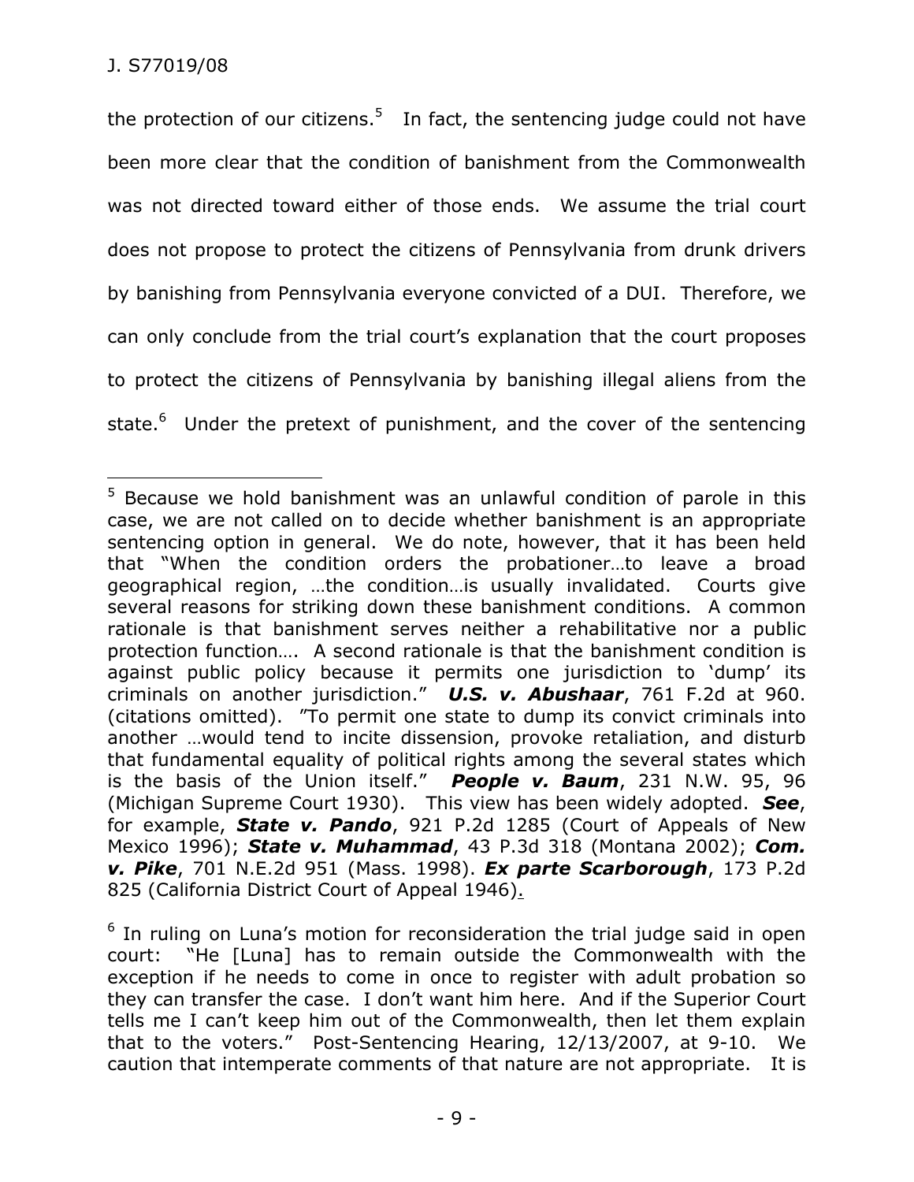the protection of our citizens.[5] In fact, the sentencing judge could not have been more clear that the condition of banishment from the Commonwealth was not directed toward either of those ends. We assume the trial court does not propose to protect the citizens of Pennsylvania from drunk drivers by banishing from Pennsylvania everyone convicted of a DUI. Therefore, we can only conclude from the trial court's explanation that the court proposes to protect the citizens of Pennsylvania by banishing illegal aliens from the state.[6] Under the pretext of punishment, and the cover of the sentencing

---

[5] Because we hold banishment was an unlawful condition of parole in this case, we are not called on to decide whether banishment is an appropriate sentencing option in general. We do note, however, that it has been held that "When the condition orders the probationer…to leave a broad geographical region, …the condition…is usually invalidated. Courts give several reasons for striking down these banishment conditions. A common rationale is that banishment serves neither a rehabilitative nor a public protection function…. A second rationale is that the banishment condition is against public policy because it permits one jurisdiction to 'dump' its criminals on another jurisdiction." ***U.S. v. Abushaar***, 761 F.2d at 960. (citations omitted). "To permit one state to dump its convict criminals into another …would tend to incite dissension, provoke retaliation, and disturb that fundamental equality of political rights among the several states which is the basis of the Union itself." ***People v. Baum***, 231 N.W. 95, 96 (Michigan Supreme Court 1930). This view has been widely adopted. ***See***, for example, ***State v. Pando***, 921 P.2d 1285 (Court of Appeals of New Mexico 1996); ***State v. Muhammad***, 43 P.3d 318 (Montana 2002); ***Com. v. Pike***, 701 N.E.2d 951 (Mass. 1998). ***Ex parte Scarborough***, 173 P.2d 825 (California District Court of Appeal 1946).

[6] In ruling on Luna's motion for reconsideration the trial judge said in open court: "He [Luna] has to remain outside the Commonwealth with the exception if he needs to come in once to register with adult probation so they can transfer the case. I don't want him here. And if the Superior Court tells me I can't keep him out of the Commonwealth, then let them explain that to the voters." Post-Sentencing Hearing, 12/13/2007, at 9-10. We caution that intemperate comments of that nature are not appropriate. It is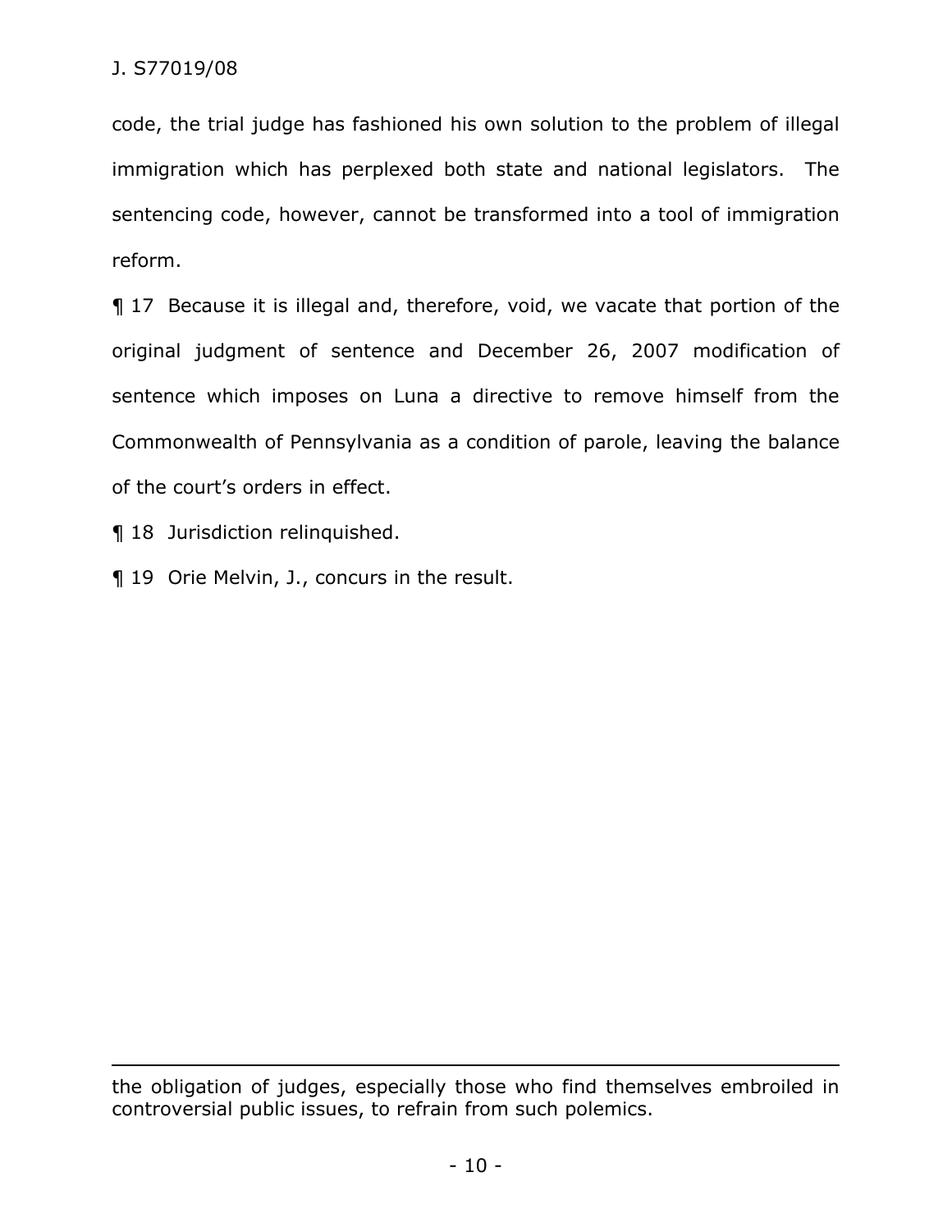code, the trial judge has fashioned his own solution to the problem of illegal immigration which has perplexed both state and national legislators. The sentencing code, however, cannot be transformed into a tool of immigration reform.

¶ 17 Because it is illegal and, therefore, void, we vacate that portion of the original judgment of sentence and December 26, 2007 modification of sentence which imposes on Luna a directive to remove himself from the Commonwealth of Pennsylvania as a condition of parole, leaving the balance of the court's orders in effect.

¶ 18 Jurisdiction relinquished.

¶ 19 Orie Melvin, J., concurs in the result.

---

the obligation of judges, especially those who find themselves embroiled in controversial public issues, to refrain from such polemics.